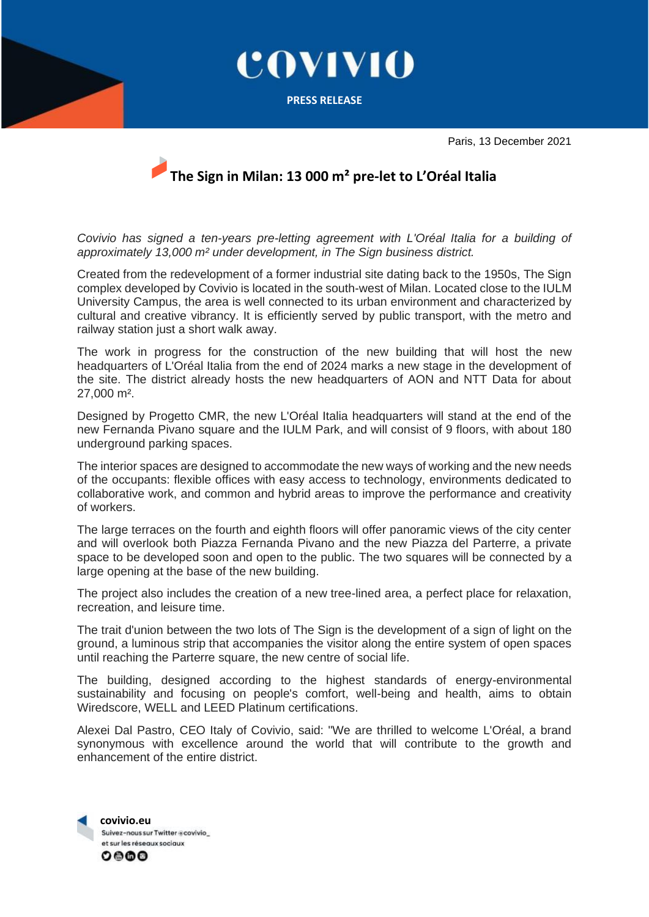COVIVIO

PRESS RELEASE

Paris, 13 December 2021

# The Sign in Milan: 13 000 m² pre-let to L'Oréal Italia

*Covivio has signed a ten-years pre-letting agreement with L'Oréal Italia for a building of approximately 13,000 m² under development, in The Sign business district.*

Created from the redevelopment of a former industrial site dating back to the 1950s, The Sign complex developed by Covivio is located in the south-west of Milan. Located close to the IULM University Campus, the area is well connected to its urban environment and characterized by cultural and creative vibrancy. It is efficiently served by public transport, with the metro and railway station just a short walk away.

The work in progress for the construction of the new building that will host the new headquarters of L'Oréal Italia from the end of 2024 marks a new stage in the development of the site. The district already hosts the new headquarters of AON and NTT Data for about 27,000 m².

Designed by Progetto CMR, the new L'Oréal Italia headquarters will stand at the end of the new Fernanda Pivano square and the IULM Park, and will consist of 9 floors, with about 180 underground parking spaces.

The interior spaces are designed to accommodate the new ways of working and the new needs of the occupants: flexible offices with easy access to technology, environments dedicated to collaborative work, and common and hybrid areas to improve the performance and creativity of workers.

The large terraces on the fourth and eighth floors will offer panoramic views of the city center and will overlook both Piazza Fernanda Pivano and the new Piazza del Parterre, a private space to be developed soon and open to the public. The two squares will be connected by a large opening at the base of the new building.

The project also includes the creation of a new tree-lined area, a perfect place for relaxation, recreation, and leisure time.

The trait d'union between the two lots of The Sign is the development of a sign of light on the ground, a luminous strip that accompanies the visitor along the entire system of open spaces until reaching the Parterre square, the new centre of social life.

The building, designed according to the highest standards of energy-environmental sustainability and focusing on people's comfort, well-being and health, aims to obtain Wiredscore, WELL and LEED Platinum certifications.

Alexei Dal Pastro, CEO Italy of Covivio, said: "We are thrilled to welcome L'Oréal, a brand synonymous with excellence around the world that will contribute to the growth and enhancement of the entire district.

**covivio.eu**
Suivez-nous sur Twitter @covivio_
et sur les réseaux sociaux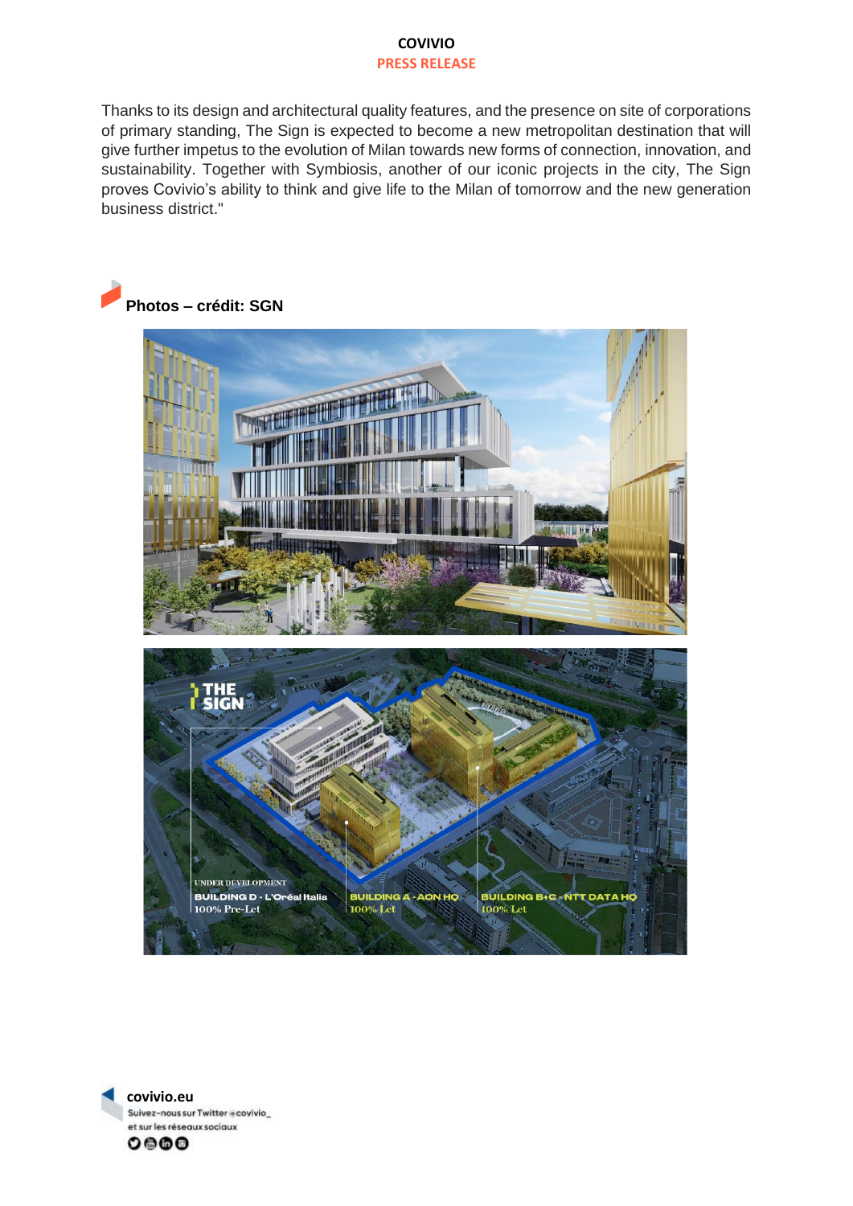Thanks to its design and architectural quality features, and the presence on site of corporations of primary standing, The Sign is expected to become a new metropolitan destination that will give further impetus to the evolution of Milan towards new forms of connection, innovation, and sustainability. Together with Symbiosis, another of our iconic projects in the city, The Sign proves Covivio's ability to think and give life to the Milan of tomorrow and the new generation business district."

## Photos – crédit: SGN

covivio.eu
Suivez-nous sur Twitter @covivio_
et sur les réseaux sociaux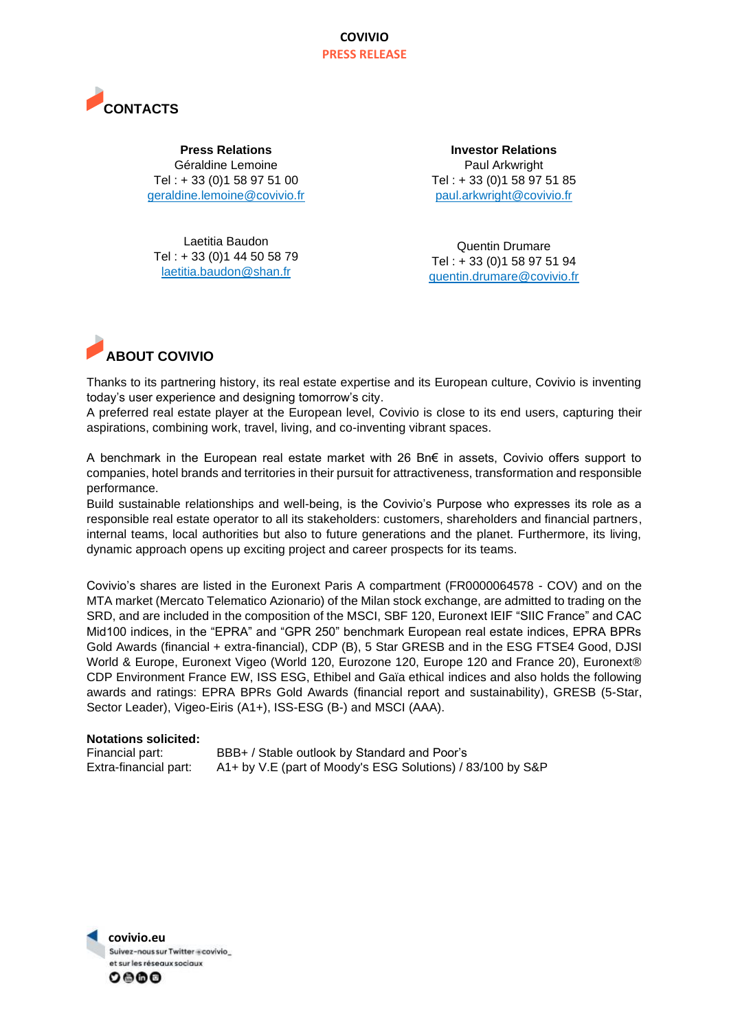## CONTACTS

**Press Relations**
Géraldine Lemoine
Tel : + 33 (0)1 58 97 51 00
geraldine.lemoine@covivio.fr

Laetitia Baudon
Tel : + 33 (0)1 44 50 58 79
laetitia.baudon@shan.fr

**Investor Relations**
Paul Arkwright
Tel : + 33 (0)1 58 97 51 85
paul.arkwright@covivio.fr

Quentin Drumare
Tel : + 33 (0)1 58 97 51 94
quentin.drumare@covivio.fr

## ABOUT COVIVIO

Thanks to its partnering history, its real estate expertise and its European culture, Covivio is inventing today's user experience and designing tomorrow's city.
A preferred real estate player at the European level, Covivio is close to its end users, capturing their aspirations, combining work, travel, living, and co-inventing vibrant spaces.

A benchmark in the European real estate market with 26 Bn€ in assets, Covivio offers support to companies, hotel brands and territories in their pursuit for attractiveness, transformation and responsible performance.
Build sustainable relationships and well-being, is the Covivio's Purpose who expresses its role as a responsible real estate operator to all its stakeholders: customers, shareholders and financial partners, internal teams, local authorities but also to future generations and the planet. Furthermore, its living, dynamic approach opens up exciting project and career prospects for its teams.

Covivio's shares are listed in the Euronext Paris A compartment (FR0000064578 - COV) and on the MTA market (Mercato Telematico Azionario) of the Milan stock exchange, are admitted to trading on the SRD, and are included in the composition of the MSCI, SBF 120, Euronext IEIF "SIIC France" and CAC Mid100 indices, in the "EPRA" and "GPR 250" benchmark European real estate indices, EPRA BPRs Gold Awards (financial + extra-financial), CDP (B), 5 Star GRESB and in the ESG FTSE4 Good, DJSI World & Europe, Euronext Vigeo (World 120, Eurozone 120, Europe 120 and France 20), Euronext® CDP Environment France EW, ISS ESG, Ethibel and Gaïa ethical indices and also holds the following awards and ratings: EPRA BPRs Gold Awards (financial report and sustainability), GRESB (5-Star, Sector Leader), Vigeo-Eiris (A1+), ISS-ESG (B-) and MSCI (AAA).

**Notations solicited:**

| | |
|---|---|
| Financial part: | BBB+ / Stable outlook by Standard and Poor's |
| Extra-financial part: | A1+ by V.E (part of Moody's ESG Solutions) / 83/100 by S&P |

**covivio.eu**
Suivez-nous sur Twitter @covivio_
et sur les réseaux sociaux